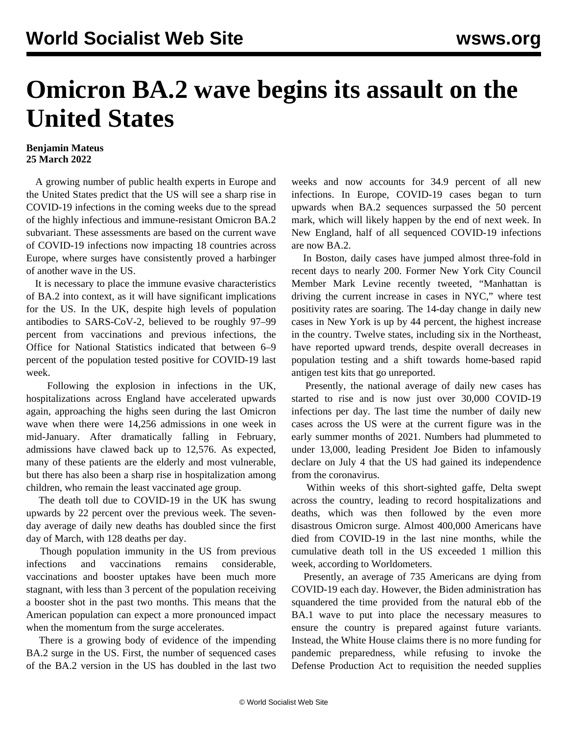# Omicron BA.2 wave begins its assault on the United States

**Benjamin Mateus**
**25 March 2022**

A growing number of public health experts in Europe and the United States predict that the US will see a sharp rise in COVID-19 infections in the coming weeks due to the spread of the highly infectious and immune-resistant Omicron BA.2 subvariant. These assessments are based on the current wave of COVID-19 infections now impacting 18 countries across Europe, where surges have consistently proved a harbinger of another wave in the US.

It is necessary to place the immune evasive characteristics of BA.2 into context, as it will have significant implications for the US. In the UK, despite high levels of population antibodies to SARS-CoV-2, believed to be roughly 97–99 percent from vaccinations and previous infections, the Office for National Statistics indicated that between 6–9 percent of the population tested positive for COVID-19 last week.

Following the explosion in infections in the UK, hospitalizations across England have accelerated upwards again, approaching the highs seen during the last Omicron wave when there were 14,256 admissions in one week in mid-January. After dramatically falling in February, admissions have clawed back up to 12,576. As expected, many of these patients are the elderly and most vulnerable, but there has also been a sharp rise in hospitalization among children, who remain the least vaccinated age group.

The death toll due to COVID-19 in the UK has swung upwards by 22 percent over the previous week. The seven-day average of daily new deaths has doubled since the first day of March, with 128 deaths per day.

Though population immunity in the US from previous infections and vaccinations remains considerable, vaccinations and booster uptakes have been much more stagnant, with less than 3 percent of the population receiving a booster shot in the past two months. This means that the American population can expect a more pronounced impact when the momentum from the surge accelerates.

There is a growing body of evidence of the impending BA.2 surge in the US. First, the number of sequenced cases of the BA.2 version in the US has doubled in the last two weeks and now accounts for 34.9 percent of all new infections. In Europe, COVID-19 cases began to turn upwards when BA.2 sequences surpassed the 50 percent mark, which will likely happen by the end of next week. In New England, half of all sequenced COVID-19 infections are now BA.2.

In Boston, daily cases have jumped almost three-fold in recent days to nearly 200. Former New York City Council Member Mark Levine recently tweeted, "Manhattan is driving the current increase in cases in NYC," where test positivity rates are soaring. The 14-day change in daily new cases in New York is up by 44 percent, the highest increase in the country. Twelve states, including six in the Northeast, have reported upward trends, despite overall decreases in population testing and a shift towards home-based rapid antigen test kits that go unreported.

Presently, the national average of daily new cases has started to rise and is now just over 30,000 COVID-19 infections per day. The last time the number of daily new cases across the US were at the current figure was in the early summer months of 2021. Numbers had plummeted to under 13,000, leading President Joe Biden to infamously declare on July 4 that the US had gained its independence from the coronavirus.

Within weeks of this short-sighted gaffe, Delta swept across the country, leading to record hospitalizations and deaths, which was then followed by the even more disastrous Omicron surge. Almost 400,000 Americans have died from COVID-19 in the last nine months, while the cumulative death toll in the US exceeded 1 million this week, according to Worldometers.

Presently, an average of 735 Americans are dying from COVID-19 each day. However, the Biden administration has squandered the time provided from the natural ebb of the BA.1 wave to put into place the necessary measures to ensure the country is prepared against future variants. Instead, the White House claims there is no more funding for pandemic preparedness, while refusing to invoke the Defense Production Act to requisition the needed supplies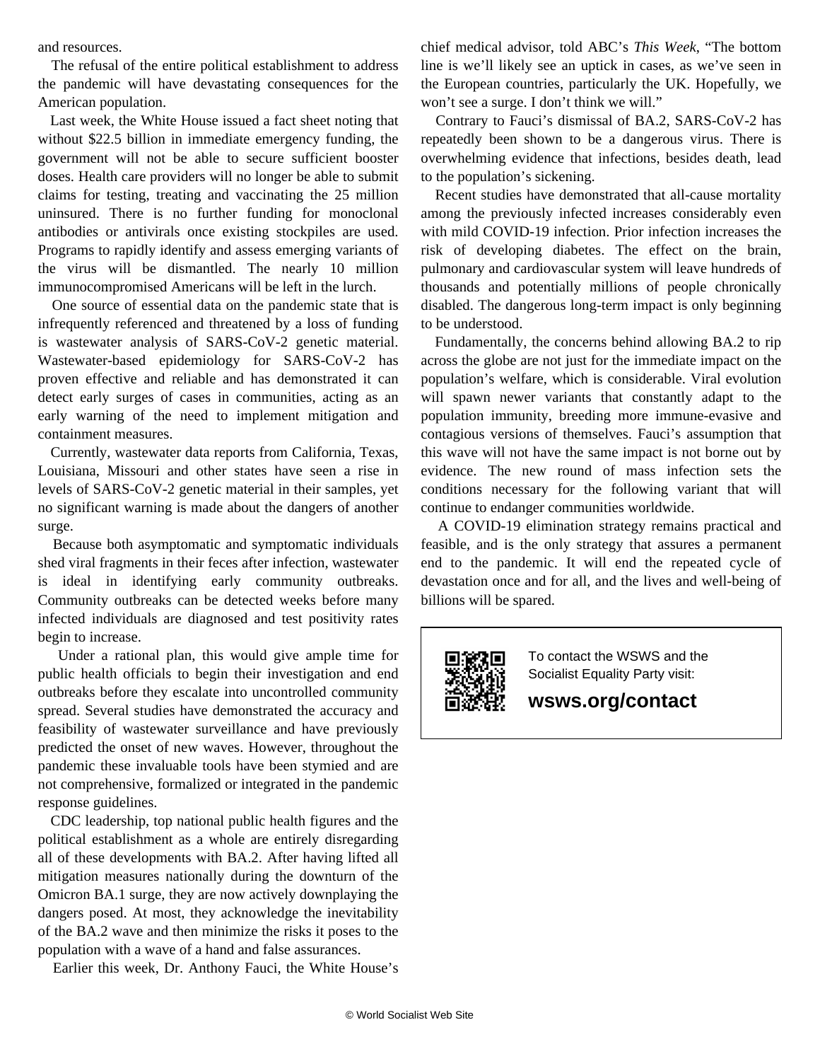and resources.

The refusal of the entire political establishment to address the pandemic will have devastating consequences for the American population.

Last week, the White House issued a fact sheet noting that without $22.5 billion in immediate emergency funding, the government will not be able to secure sufficient booster doses. Health care providers will no longer be able to submit claims for testing, treating and vaccinating the 25 million uninsured. There is no further funding for monoclonal antibodies or antivirals once existing stockpiles are used. Programs to rapidly identify and assess emerging variants of the virus will be dismantled. The nearly 10 million immunocompromised Americans will be left in the lurch.

One source of essential data on the pandemic state that is infrequently referenced and threatened by a loss of funding is wastewater analysis of SARS-CoV-2 genetic material. Wastewater-based epidemiology for SARS-CoV-2 has proven effective and reliable and has demonstrated it can detect early surges of cases in communities, acting as an early warning of the need to implement mitigation and containment measures.

Currently, wastewater data reports from California, Texas, Louisiana, Missouri and other states have seen a rise in levels of SARS-CoV-2 genetic material in their samples, yet no significant warning is made about the dangers of another surge.

Because both asymptomatic and symptomatic individuals shed viral fragments in their feces after infection, wastewater is ideal in identifying early community outbreaks. Community outbreaks can be detected weeks before many infected individuals are diagnosed and test positivity rates begin to increase.

Under a rational plan, this would give ample time for public health officials to begin their investigation and end outbreaks before they escalate into uncontrolled community spread. Several studies have demonstrated the accuracy and feasibility of wastewater surveillance and have previously predicted the onset of new waves. However, throughout the pandemic these invaluable tools have been stymied and are not comprehensive, formalized or integrated in the pandemic response guidelines.

CDC leadership, top national public health figures and the political establishment as a whole are entirely disregarding all of these developments with BA.2. After having lifted all mitigation measures nationally during the downturn of the Omicron BA.1 surge, they are now actively downplaying the dangers posed. At most, they acknowledge the inevitability of the BA.2 wave and then minimize the risks it poses to the population with a wave of a hand and false assurances.

Earlier this week, Dr. Anthony Fauci, the White House's chief medical advisor, told ABC's *This Week*, "The bottom line is we'll likely see an uptick in cases, as we've seen in the European countries, particularly the UK. Hopefully, we won't see a surge. I don't think we will."

Contrary to Fauci's dismissal of BA.2, SARS-CoV-2 has repeatedly been shown to be a dangerous virus. There is overwhelming evidence that infections, besides death, lead to the population's sickening.

Recent studies have demonstrated that all-cause mortality among the previously infected increases considerably even with mild COVID-19 infection. Prior infection increases the risk of developing diabetes. The effect on the brain, pulmonary and cardiovascular system will leave hundreds of thousands and potentially millions of people chronically disabled. The dangerous long-term impact is only beginning to be understood.

Fundamentally, the concerns behind allowing BA.2 to rip across the globe are not just for the immediate impact on the population's welfare, which is considerable. Viral evolution will spawn newer variants that constantly adapt to the population immunity, breeding more immune-evasive and contagious versions of themselves. Fauci's assumption that this wave will not have the same impact is not borne out by evidence. The new round of mass infection sets the conditions necessary for the following variant that will continue to endanger communities worldwide.

A COVID-19 elimination strategy remains practical and feasible, and is the only strategy that assures a permanent end to the pandemic. It will end the repeated cycle of devastation once and for all, and the lives and well-being of billions will be spared.

To contact the WSWS and the Socialist Equality Party visit:

**wsws.org/contact**